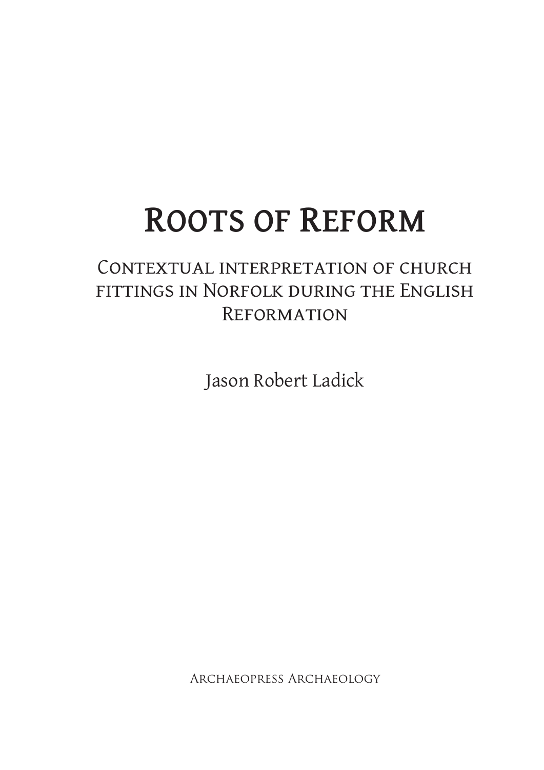# Roots of Reform

## Contextual interpretation of church fittings in Norfolk during the English Reformation

Jason Robert Ladick

Archaeopress Archaeology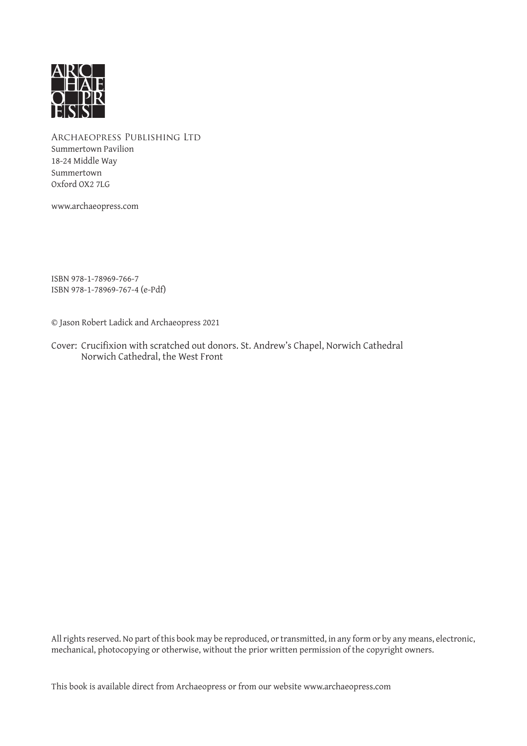ARCHAEOPRESS PUBLISHING LTD
Summertown Pavilion
18-24 Middle Way
Summertown
Oxford OX2 7LG

www.archaeopress.com

ISBN 978-1-78969-766-7
ISBN 978-1-78969-767-4 (e-Pdf)

© Jason Robert Ladick and Archaeopress 2021

Cover: Crucifixion with scratched out donors. St. Andrew's Chapel, Norwich Cathedral
Norwich Cathedral, the West Front

All rights reserved. No part of this book may be reproduced, or transmitted, in any form or by any means, electronic, mechanical, photocopying or otherwise, without the prior written permission of the copyright owners.

This book is available direct from Archaeopress or from our website www.archaeopress.com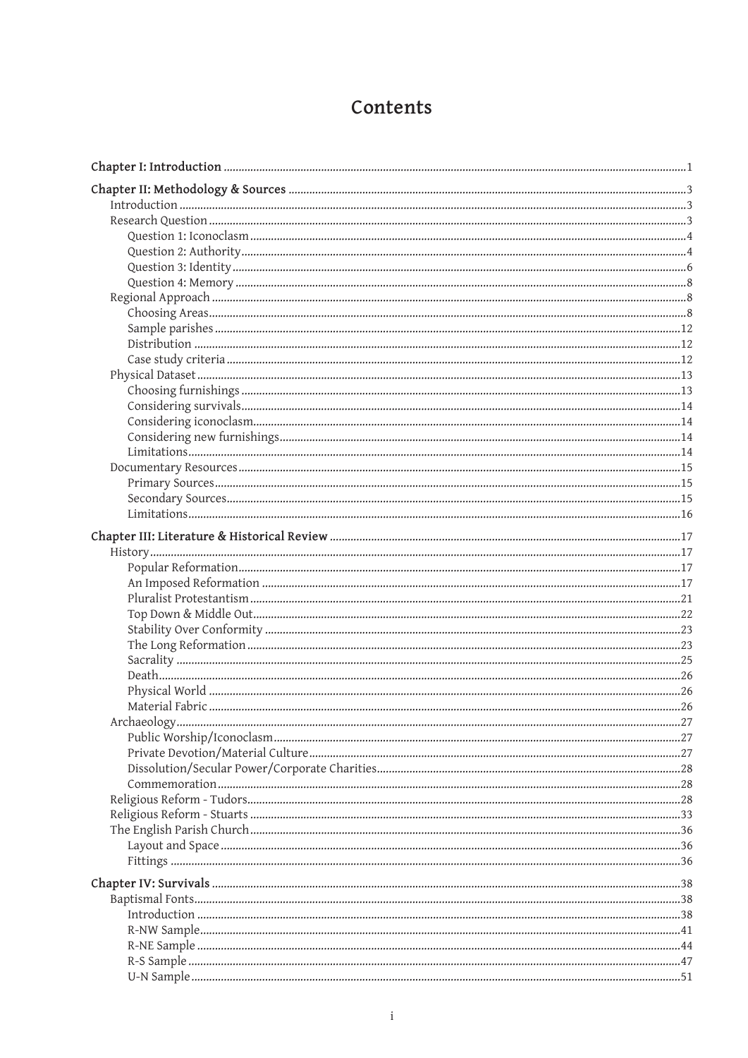# Contents

**Chapter I: Introduction** ... 1

**Chapter II: Methodology & Sources** ... 3
- Introduction ... 3
- Research Question ... 3
  - Question 1: Iconoclasm ... 4
  - Question 2: Authority ... 4
  - Question 3: Identity ... 6
  - Question 4: Memory ... 8
- Regional Approach ... 8
  - Choosing Areas ... 8
  - Sample parishes ... 12
  - Distribution ... 12
  - Case study criteria ... 12
- Physical Dataset ... 13
  - Choosing furnishings ... 13
  - Considering survivals ... 14
  - Considering iconoclasm ... 14
  - Considering new furnishings ... 14
  - Limitations ... 14
- Documentary Resources ... 15
  - Primary Sources ... 15
  - Secondary Sources ... 15
  - Limitations ... 16

**Chapter III: Literature & Historical Review** ... 17
- History ... 17
  - Popular Reformation ... 17
  - An Imposed Reformation ... 17
  - Pluralist Protestantism ... 21
  - Top Down & Middle Out ... 22
  - Stability Over Conformity ... 23
  - The Long Reformation ... 23
  - Sacrality ... 25
  - Death ... 26
  - Physical World ... 26
  - Material Fabric ... 26
- Archaeology ... 27
  - Public Worship/Iconoclasm ... 27
  - Private Devotion/Material Culture ... 27
  - Dissolution/Secular Power/Corporate Charities ... 28
  - Commemoration ... 28
- Religious Reform - Tudors ... 28
- Religious Reform - Stuarts ... 33
- The English Parish Church ... 36
  - Layout and Space ... 36
  - Fittings ... 36

**Chapter IV: Survivals** ... 38
- Baptismal Fonts ... 38
  - Introduction ... 38
  - R-NW Sample ... 41
  - R-NE Sample ... 44
  - R-S Sample ... 47
  - U-N Sample ... 51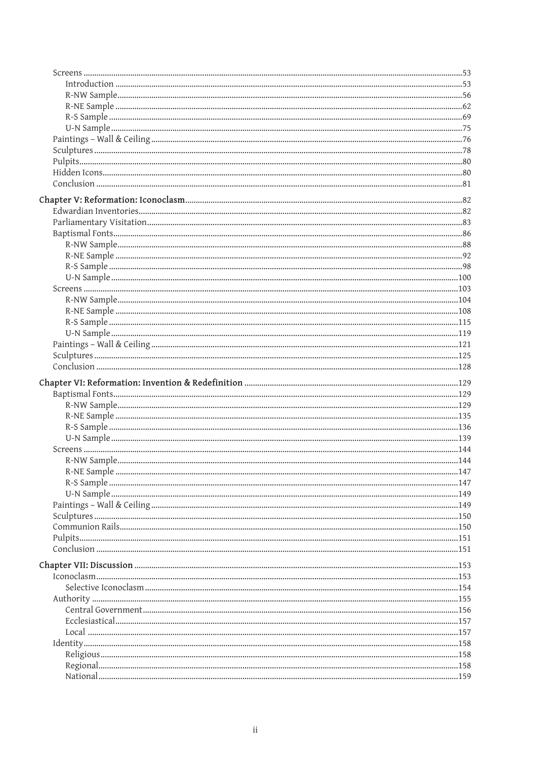Screens ....................................................................................................................................................53
- Introduction ..........................................................................................................................................53
- R-NW Sample.........................................................................................................................................56
- R-NE Sample ..........................................................................................................................................62
- R-S Sample .............................................................................................................................................69
- U-N Sample ............................................................................................................................................75

Paintings – Wall & Ceiling ......................................................................................................................76
Sculptures ...............................................................................................................................................78
Pulpits.....................................................................................................................................................80
Hidden Icons...........................................................................................................................................80
Conclusion .............................................................................................................................................81

**Chapter V: Reformation: Iconoclasm**.....................................................................................................82
Edwardian Inventories...........................................................................................................................82
Parliamentary Visitation.......................................................................................................................83
Baptismal Fonts......................................................................................................................................86
- R-NW Sample.........................................................................................................................................88
- R-NE Sample ..........................................................................................................................................92
- R-S Sample .............................................................................................................................................98
- U-N Sample ..........................................................................................................................................100

Screens ..................................................................................................................................................103
- R-NW Sample.......................................................................................................................................104
- R-NE Sample ........................................................................................................................................108
- R-S Sample ...........................................................................................................................................115
- U-N Sample ..........................................................................................................................................119

Paintings – Wall & Ceiling ....................................................................................................................121
Sculptures .............................................................................................................................................125
Conclusion ............................................................................................................................................128

**Chapter VI: Reformation: Invention & Redefinition** .............................................................................129
Baptismal Fonts.....................................................................................................................................129
- R-NW Sample.......................................................................................................................................129
- R-NE Sample ........................................................................................................................................135
- R-S Sample ...........................................................................................................................................136
- U-N Sample ..........................................................................................................................................139

Screens ..................................................................................................................................................144
- R-NW Sample.......................................................................................................................................144
- R-NE Sample ........................................................................................................................................147
- R-S Sample ...........................................................................................................................................147
- U-N Sample ..........................................................................................................................................149

Paintings – Wall & Ceiling ....................................................................................................................149
Sculptures .............................................................................................................................................150
Communion Rails..................................................................................................................................150
Pulpits...................................................................................................................................................151
Conclusion ............................................................................................................................................151

**Chapter VII: Discussion** ..........................................................................................................................153
Iconoclasm............................................................................................................................................153
- Selective Iconoclasm ............................................................................................................................154

Authority ..............................................................................................................................................155
- Central Government.............................................................................................................................156
- Ecclesiastical.........................................................................................................................................157
- Local ......................................................................................................................................................157

Identity..................................................................................................................................................158
- Religious...............................................................................................................................................158
- Regional................................................................................................................................................158
- National................................................................................................................................................159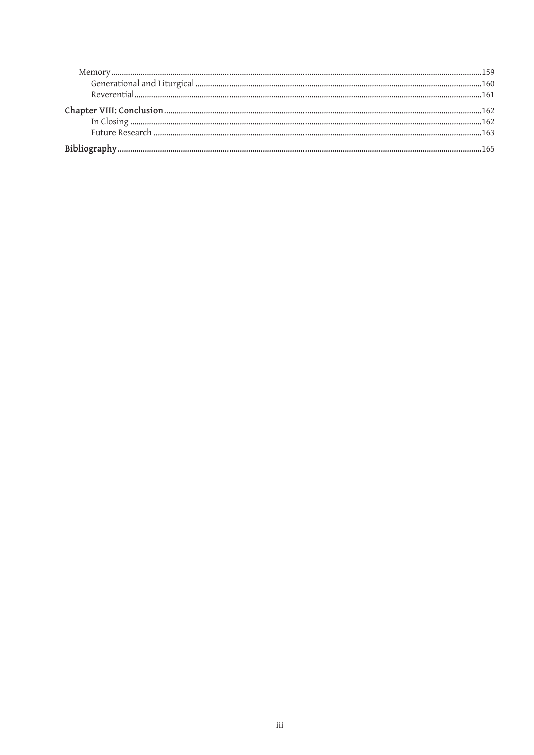Memory ..... 159
Generational and Liturgical ..... 160
Reverential ..... 161

**Chapter VIII: Conclusion** ..... 162
In Closing ..... 162
Future Research ..... 163

**Bibliography** ..... 165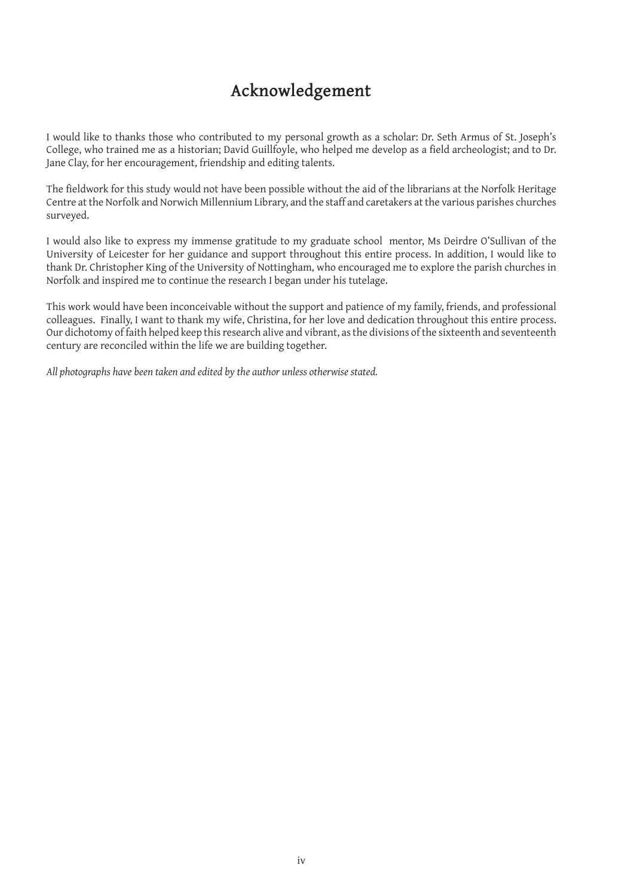# Acknowledgement

I would like to thanks those who contributed to my personal growth as a scholar: Dr. Seth Armus of St. Joseph's College, who trained me as a historian; David Guillfoyle, who helped me develop as a field archeologist; and to Dr. Jane Clay, for her encouragement, friendship and editing talents.

The fieldwork for this study would not have been possible without the aid of the librarians at the Norfolk Heritage Centre at the Norfolk and Norwich Millennium Library, and the staff and caretakers at the various parishes churches surveyed.

I would also like to express my immense gratitude to my graduate school mentor, Ms Deirdre O'Sullivan of the University of Leicester for her guidance and support throughout this entire process. In addition, I would like to thank Dr. Christopher King of the University of Nottingham, who encouraged me to explore the parish churches in Norfolk and inspired me to continue the research I began under his tutelage.

This work would have been inconceivable without the support and patience of my family, friends, and professional colleagues. Finally, I want to thank my wife, Christina, for her love and dedication throughout this entire process. Our dichotomy of faith helped keep this research alive and vibrant, as the divisions of the sixteenth and seventeenth century are reconciled within the life we are building together.

*All photographs have been taken and edited by the author unless otherwise stated.*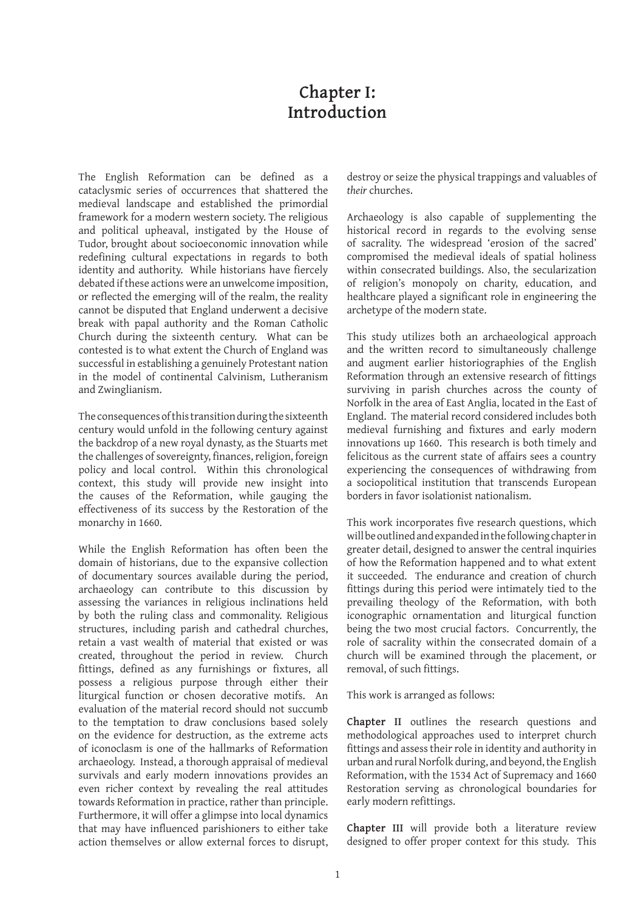# Chapter I: Introduction

The English Reformation can be defined as a cataclysmic series of occurrences that shattered the medieval landscape and established the primordial framework for a modern western society. The religious and political upheaval, instigated by the House of Tudor, brought about socioeconomic innovation while redefining cultural expectations in regards to both identity and authority. While historians have fiercely debated if these actions were an unwelcome imposition, or reflected the emerging will of the realm, the reality cannot be disputed that England underwent a decisive break with papal authority and the Roman Catholic Church during the sixteenth century. What can be contested is to what extent the Church of England was successful in establishing a genuinely Protestant nation in the model of continental Calvinism, Lutheranism and Zwinglianism.

The consequences of this transition during the sixteenth century would unfold in the following century against the backdrop of a new royal dynasty, as the Stuarts met the challenges of sovereignty, finances, religion, foreign policy and local control. Within this chronological context, this study will provide new insight into the causes of the Reformation, while gauging the effectiveness of its success by the Restoration of the monarchy in 1660.

While the English Reformation has often been the domain of historians, due to the expansive collection of documentary sources available during the period, archaeology can contribute to this discussion by assessing the variances in religious inclinations held by both the ruling class and commonality. Religious structures, including parish and cathedral churches, retain a vast wealth of material that existed or was created, throughout the period in review. Church fittings, defined as any furnishings or fixtures, all possess a religious purpose through either their liturgical function or chosen decorative motifs. An evaluation of the material record should not succumb to the temptation to draw conclusions based solely on the evidence for destruction, as the extreme acts of iconoclasm is one of the hallmarks of Reformation archaeology. Instead, a thorough appraisal of medieval survivals and early modern innovations provides an even richer context by revealing the real attitudes towards Reformation in practice, rather than principle. Furthermore, it will offer a glimpse into local dynamics that may have influenced parishioners to either take action themselves or allow external forces to disrupt, destroy or seize the physical trappings and valuables of *their* churches.

Archaeology is also capable of supplementing the historical record in regards to the evolving sense of sacrality. The widespread 'erosion of the sacred' compromised the medieval ideals of spatial holiness within consecrated buildings. Also, the secularization of religion's monopoly on charity, education, and healthcare played a significant role in engineering the archetype of the modern state.

This study utilizes both an archaeological approach and the written record to simultaneously challenge and augment earlier historiographies of the English Reformation through an extensive research of fittings surviving in parish churches across the county of Norfolk in the area of East Anglia, located in the East of England. The material record considered includes both medieval furnishing and fixtures and early modern innovations up 1660. This research is both timely and felicitous as the current state of affairs sees a country experiencing the consequences of withdrawing from a sociopolitical institution that transcends European borders in favor isolationist nationalism.

This work incorporates five research questions, which will be outlined and expanded in the following chapter in greater detail, designed to answer the central inquiries of how the Reformation happened and to what extent it succeeded. The endurance and creation of church fittings during this period were intimately tied to the prevailing theology of the Reformation, with both iconographic ornamentation and liturgical function being the two most crucial factors. Concurrently, the role of sacrality within the consecrated domain of a church will be examined through the placement, or removal, of such fittings.

This work is arranged as follows:

**Chapter II** outlines the research questions and methodological approaches used to interpret church fittings and assess their role in identity and authority in urban and rural Norfolk during, and beyond, the English Reformation, with the 1534 Act of Supremacy and 1660 Restoration serving as chronological boundaries for early modern refittings.

**Chapter III** will provide both a literature review designed to offer proper context for this study. This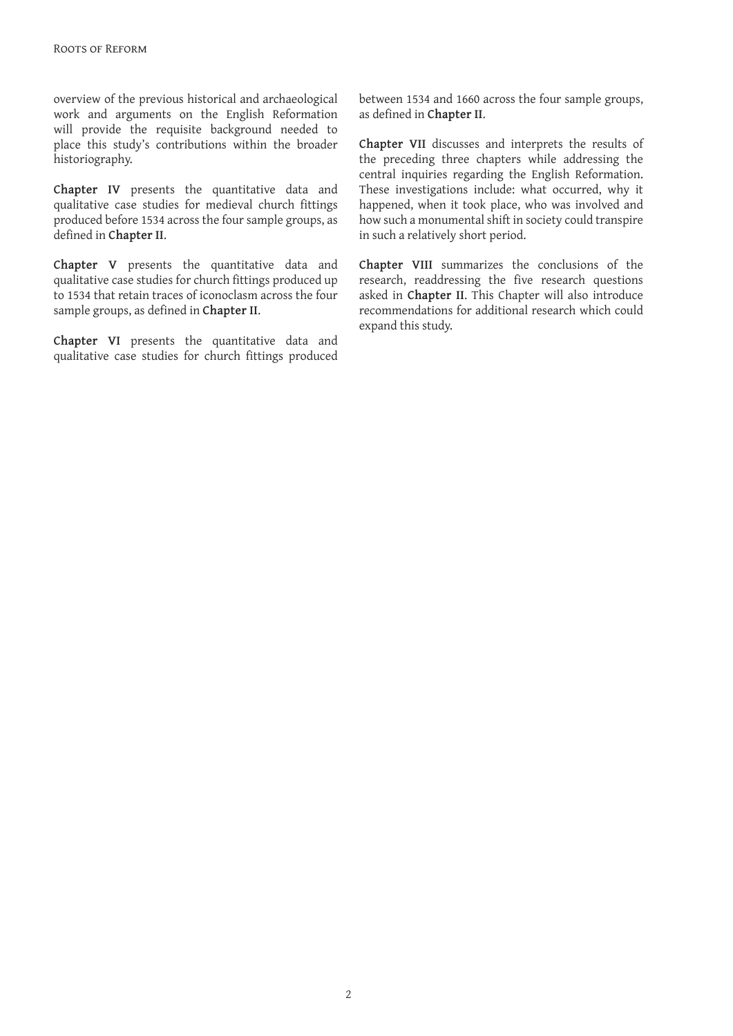overview of the previous historical and archaeological work and arguments on the English Reformation will provide the requisite background needed to place this study's contributions within the broader historiography.

**Chapter IV** presents the quantitative data and qualitative case studies for medieval church fittings produced before 1534 across the four sample groups, as defined in **Chapter II**.

**Chapter V** presents the quantitative data and qualitative case studies for church fittings produced up to 1534 that retain traces of iconoclasm across the four sample groups, as defined in **Chapter II**.

**Chapter VI** presents the quantitative data and qualitative case studies for church fittings produced between 1534 and 1660 across the four sample groups, as defined in **Chapter II**.

**Chapter VII** discusses and interprets the results of the preceding three chapters while addressing the central inquiries regarding the English Reformation. These investigations include: what occurred, why it happened, when it took place, who was involved and how such a monumental shift in society could transpire in such a relatively short period.

**Chapter VIII** summarizes the conclusions of the research, readdressing the five research questions asked in **Chapter II**. This Chapter will also introduce recommendations for additional research which could expand this study.